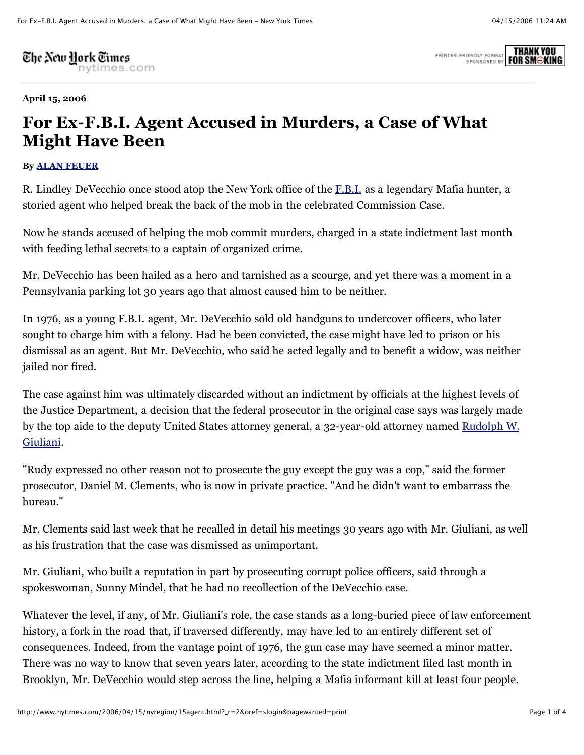The New York Times
nytimes.com

PRINTER-FRIENDLY FORMAT SPONSORED BY THANK YOU FOR SMOKING

**April 15, 2006**

# For Ex-F.B.I. Agent Accused in Murders, a Case of What Might Have Been

**By ALAN FEUER**

R. Lindley DeVecchio once stood atop the New York office of the F.B.I. as a legendary Mafia hunter, a storied agent who helped break the back of the mob in the celebrated Commission Case.

Now he stands accused of helping the mob commit murders, charged in a state indictment last month with feeding lethal secrets to a captain of organized crime.

Mr. DeVecchio has been hailed as a hero and tarnished as a scourge, and yet there was a moment in a Pennsylvania parking lot 30 years ago that almost caused him to be neither.

In 1976, as a young F.B.I. agent, Mr. DeVecchio sold old handguns to undercover officers, who later sought to charge him with a felony. Had he been convicted, the case might have led to prison or his dismissal as an agent. But Mr. DeVecchio, who said he acted legally and to benefit a widow, was neither jailed nor fired.

The case against him was ultimately discarded without an indictment by officials at the highest levels of the Justice Department, a decision that the federal prosecutor in the original case says was largely made by the top aide to the deputy United States attorney general, a 32-year-old attorney named Rudolph W. Giuliani.

"Rudy expressed no other reason not to prosecute the guy except the guy was a cop," said the former prosecutor, Daniel M. Clements, who is now in private practice. "And he didn't want to embarrass the bureau."

Mr. Clements said last week that he recalled in detail his meetings 30 years ago with Mr. Giuliani, as well as his frustration that the case was dismissed as unimportant.

Mr. Giuliani, who built a reputation in part by prosecuting corrupt police officers, said through a spokeswoman, Sunny Mindel, that he had no recollection of the DeVecchio case.

Whatever the level, if any, of Mr. Giuliani's role, the case stands as a long-buried piece of law enforcement history, a fork in the road that, if traversed differently, may have led to an entirely different set of consequences. Indeed, from the vantage point of 1976, the gun case may have seemed a minor matter. There was no way to know that seven years later, according to the state indictment filed last month in Brooklyn, Mr. DeVecchio would step across the line, helping a Mafia informant kill at least four people.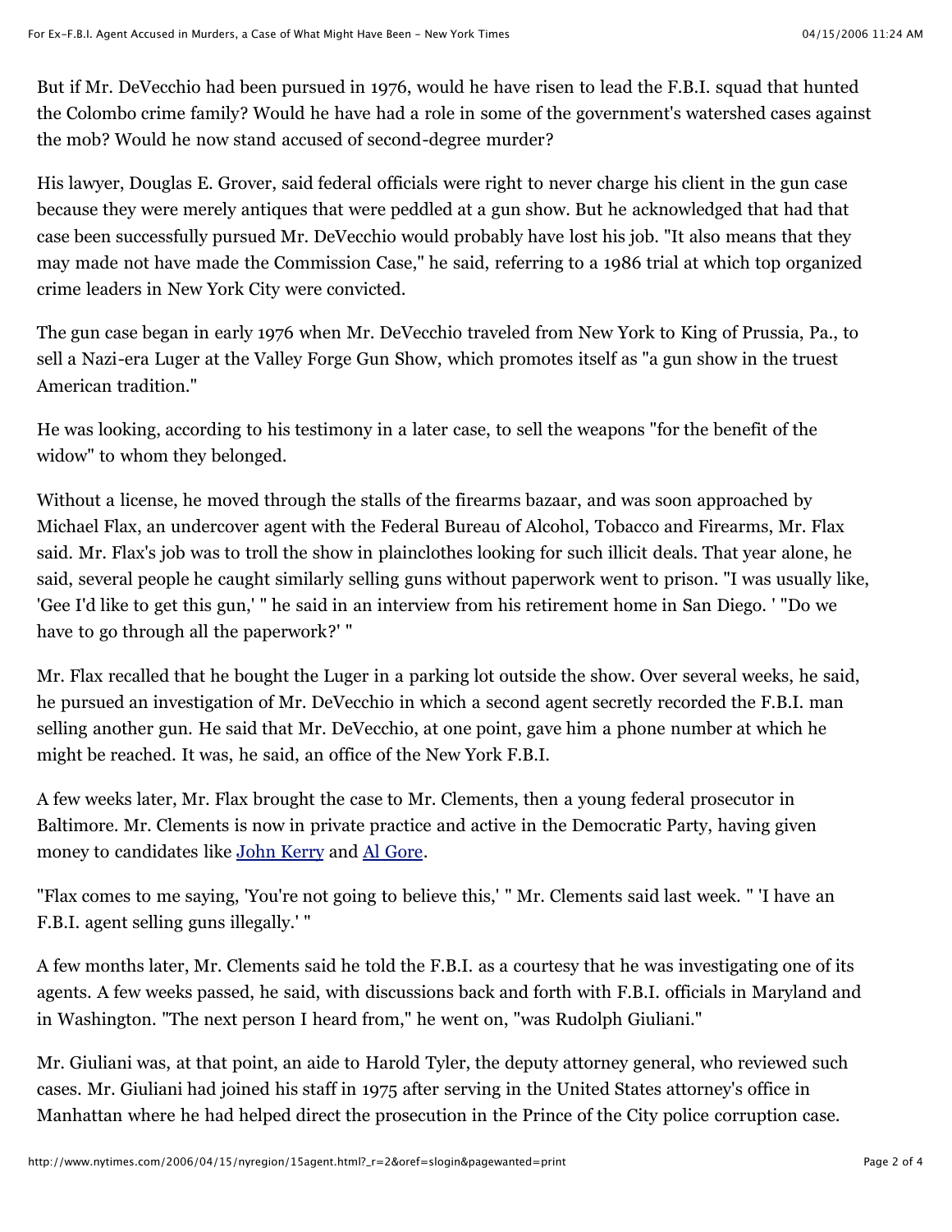But if Mr. DeVecchio had been pursued in 1976, would he have risen to lead the F.B.I. squad that hunted the Colombo crime family? Would he have had a role in some of the government's watershed cases against the mob? Would he now stand accused of second-degree murder?

His lawyer, Douglas E. Grover, said federal officials were right to never charge his client in the gun case because they were merely antiques that were peddled at a gun show. But he acknowledged that had that case been successfully pursued Mr. DeVecchio would probably have lost his job. "It also means that they may made not have made the Commission Case," he said, referring to a 1986 trial at which top organized crime leaders in New York City were convicted.

The gun case began in early 1976 when Mr. DeVecchio traveled from New York to King of Prussia, Pa., to sell a Nazi-era Luger at the Valley Forge Gun Show, which promotes itself as "a gun show in the truest American tradition."

He was looking, according to his testimony in a later case, to sell the weapons "for the benefit of the widow" to whom they belonged.

Without a license, he moved through the stalls of the firearms bazaar, and was soon approached by Michael Flax, an undercover agent with the Federal Bureau of Alcohol, Tobacco and Firearms, Mr. Flax said. Mr. Flax's job was to troll the show in plainclothes looking for such illicit deals. That year alone, he said, several people he caught similarly selling guns without paperwork went to prison. "I was usually like, 'Gee I'd like to get this gun,' " he said in an interview from his retirement home in San Diego. ' "Do we have to go through all the paperwork?' "

Mr. Flax recalled that he bought the Luger in a parking lot outside the show. Over several weeks, he said, he pursued an investigation of Mr. DeVecchio in which a second agent secretly recorded the F.B.I. man selling another gun. He said that Mr. DeVecchio, at one point, gave him a phone number at which he might be reached. It was, he said, an office of the New York F.B.I.

A few weeks later, Mr. Flax brought the case to Mr. Clements, then a young federal prosecutor in Baltimore. Mr. Clements is now in private practice and active in the Democratic Party, having given money to candidates like John Kerry and Al Gore.

"Flax comes to me saying, 'You're not going to believe this,' " Mr. Clements said last week. " 'I have an F.B.I. agent selling guns illegally.' "

A few months later, Mr. Clements said he told the F.B.I. as a courtesy that he was investigating one of its agents. A few weeks passed, he said, with discussions back and forth with F.B.I. officials in Maryland and in Washington. "The next person I heard from," he went on, "was Rudolph Giuliani."

Mr. Giuliani was, at that point, an aide to Harold Tyler, the deputy attorney general, who reviewed such cases. Mr. Giuliani had joined his staff in 1975 after serving in the United States attorney's office in Manhattan where he had helped direct the prosecution in the Prince of the City police corruption case.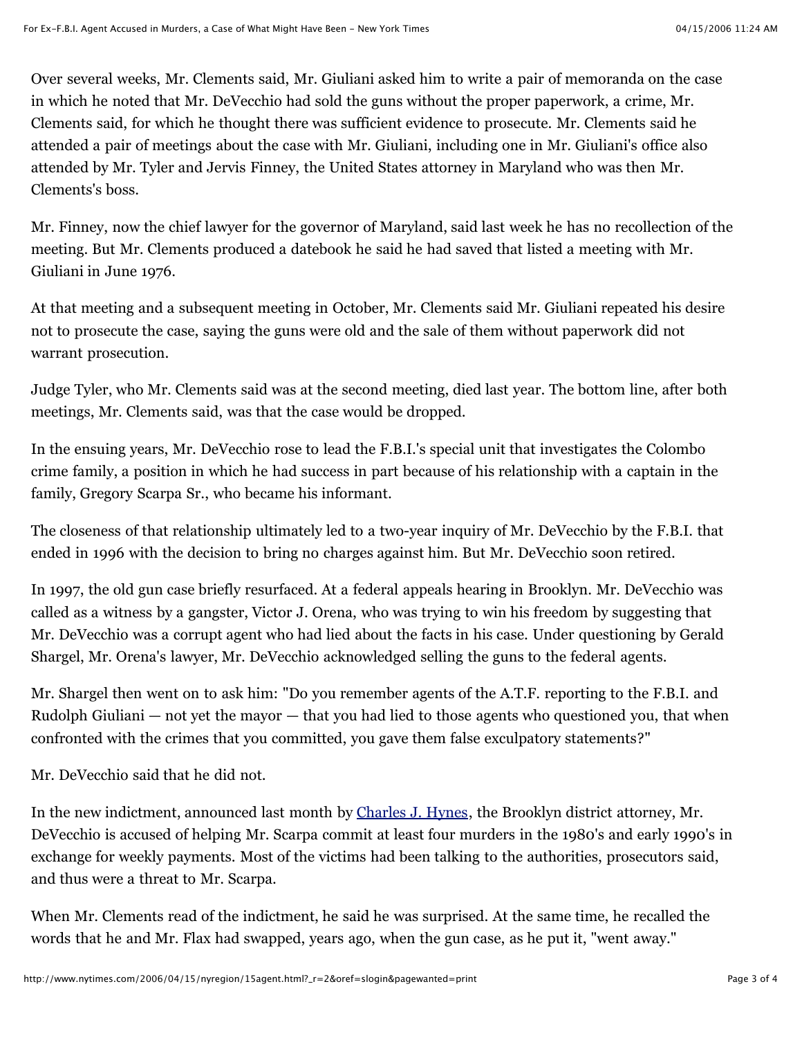Over several weeks, Mr. Clements said, Mr. Giuliani asked him to write a pair of memoranda on the case in which he noted that Mr. DeVecchio had sold the guns without the proper paperwork, a crime, Mr. Clements said, for which he thought there was sufficient evidence to prosecute. Mr. Clements said he attended a pair of meetings about the case with Mr. Giuliani, including one in Mr. Giuliani's office also attended by Mr. Tyler and Jervis Finney, the United States attorney in Maryland who was then Mr. Clements's boss.

Mr. Finney, now the chief lawyer for the governor of Maryland, said last week he has no recollection of the meeting. But Mr. Clements produced a datebook he said he had saved that listed a meeting with Mr. Giuliani in June 1976.

At that meeting and a subsequent meeting in October, Mr. Clements said Mr. Giuliani repeated his desire not to prosecute the case, saying the guns were old and the sale of them without paperwork did not warrant prosecution.

Judge Tyler, who Mr. Clements said was at the second meeting, died last year. The bottom line, after both meetings, Mr. Clements said, was that the case would be dropped.

In the ensuing years, Mr. DeVecchio rose to lead the F.B.I.'s special unit that investigates the Colombo crime family, a position in which he had success in part because of his relationship with a captain in the family, Gregory Scarpa Sr., who became his informant.

The closeness of that relationship ultimately led to a two-year inquiry of Mr. DeVecchio by the F.B.I. that ended in 1996 with the decision to bring no charges against him. But Mr. DeVecchio soon retired.

In 1997, the old gun case briefly resurfaced. At a federal appeals hearing in Brooklyn. Mr. DeVecchio was called as a witness by a gangster, Victor J. Orena, who was trying to win his freedom by suggesting that Mr. DeVecchio was a corrupt agent who had lied about the facts in his case. Under questioning by Gerald Shargel, Mr. Orena's lawyer, Mr. DeVecchio acknowledged selling the guns to the federal agents.

Mr. Shargel then went on to ask him: "Do you remember agents of the A.T.F. reporting to the F.B.I. and Rudolph Giuliani — not yet the mayor — that you had lied to those agents who questioned you, that when confronted with the crimes that you committed, you gave them false exculpatory statements?"

Mr. DeVecchio said that he did not.

In the new indictment, announced last month by Charles J. Hynes, the Brooklyn district attorney, Mr. DeVecchio is accused of helping Mr. Scarpa commit at least four murders in the 1980's and early 1990's in exchange for weekly payments. Most of the victims had been talking to the authorities, prosecutors said, and thus were a threat to Mr. Scarpa.

When Mr. Clements read of the indictment, he said he was surprised. At the same time, he recalled the words that he and Mr. Flax had swapped, years ago, when the gun case, as he put it, "went away."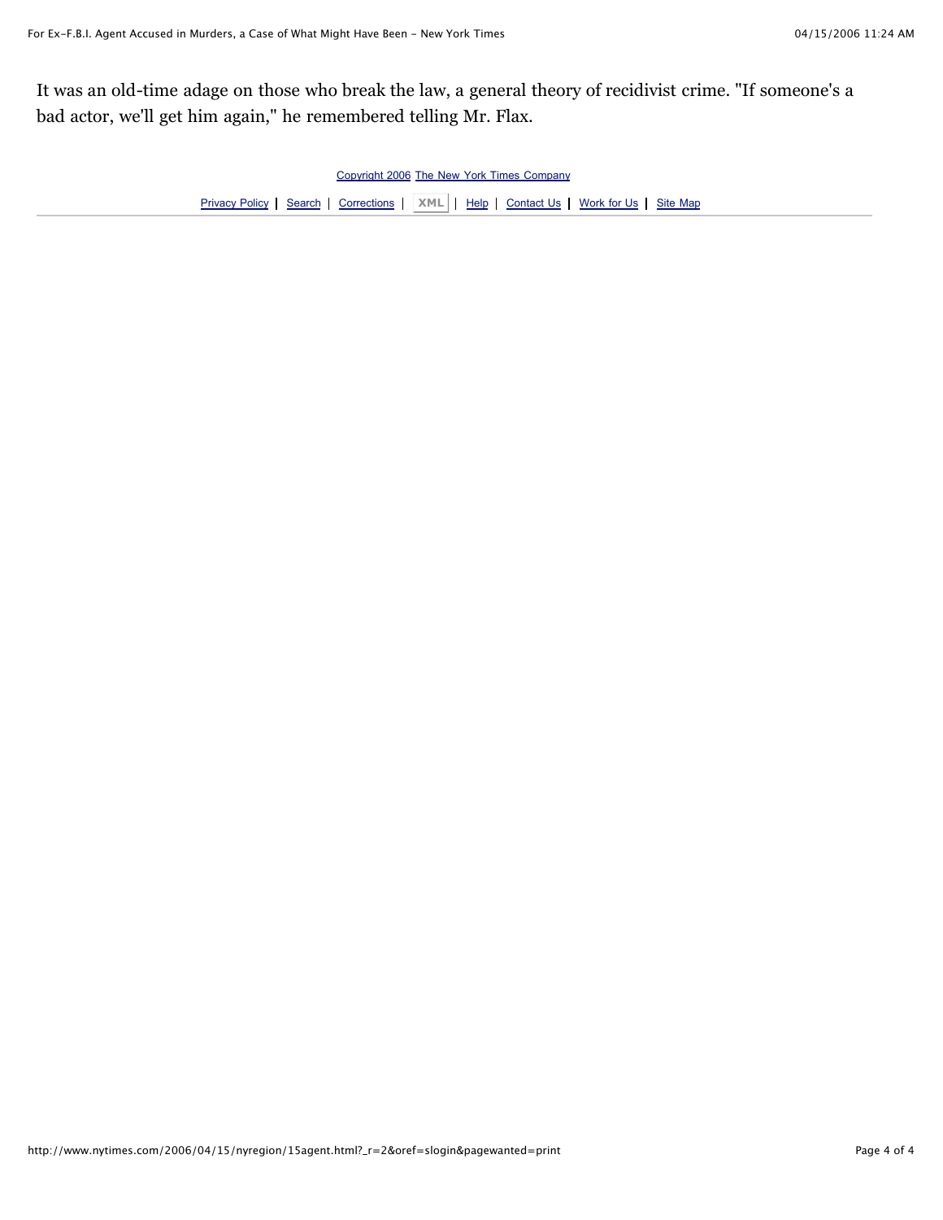It was an old-time adage on those who break the law, a general theory of recidivist crime. "If someone's a bad actor, we'll get him again," he remembered telling Mr. Flax.

Copyright 2006 The New York Times Company

Privacy Policy | Search | Corrections | XML | Help | Contact Us | Work for Us | Site Map